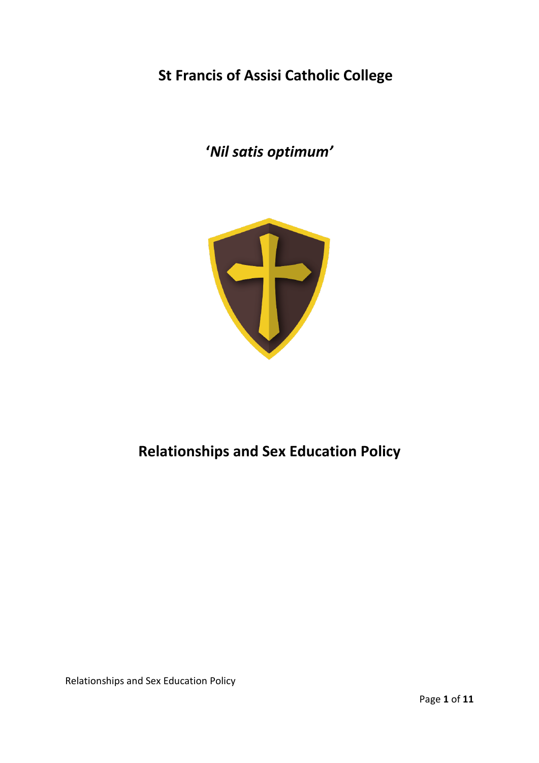# St Francis of Assisi Catholic College

***'Nil satis optimum'***

# Relationships and Sex Education Policy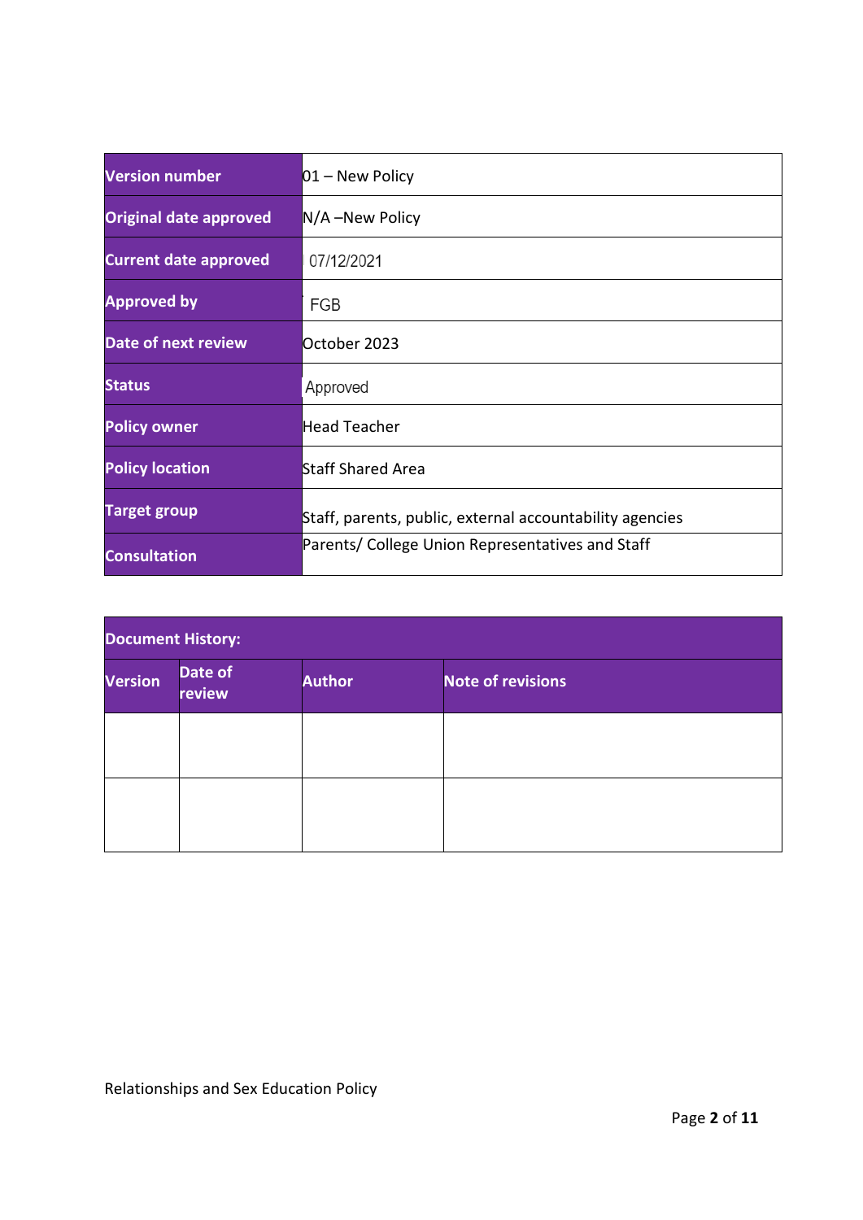| Version number | 01 – New Policy |
|---|---|
| Original date approved | N/A –New Policy |
| Current date approved | 07/12/2021 |
| Approved by | FGB |
| Date of next review | October 2023 |
| Status | Approved |
| Policy owner | Head Teacher |
| Policy location | Staff Shared Area |
| Target group | Staff, parents, public, external accountability agencies |
| Consultation | Parents/ College Union Representatives and Staff |

| Document History: | | | |
|---|---|---|---|
| Version | Date of review | Author | Note of revisions |
| | | | |
| | | | |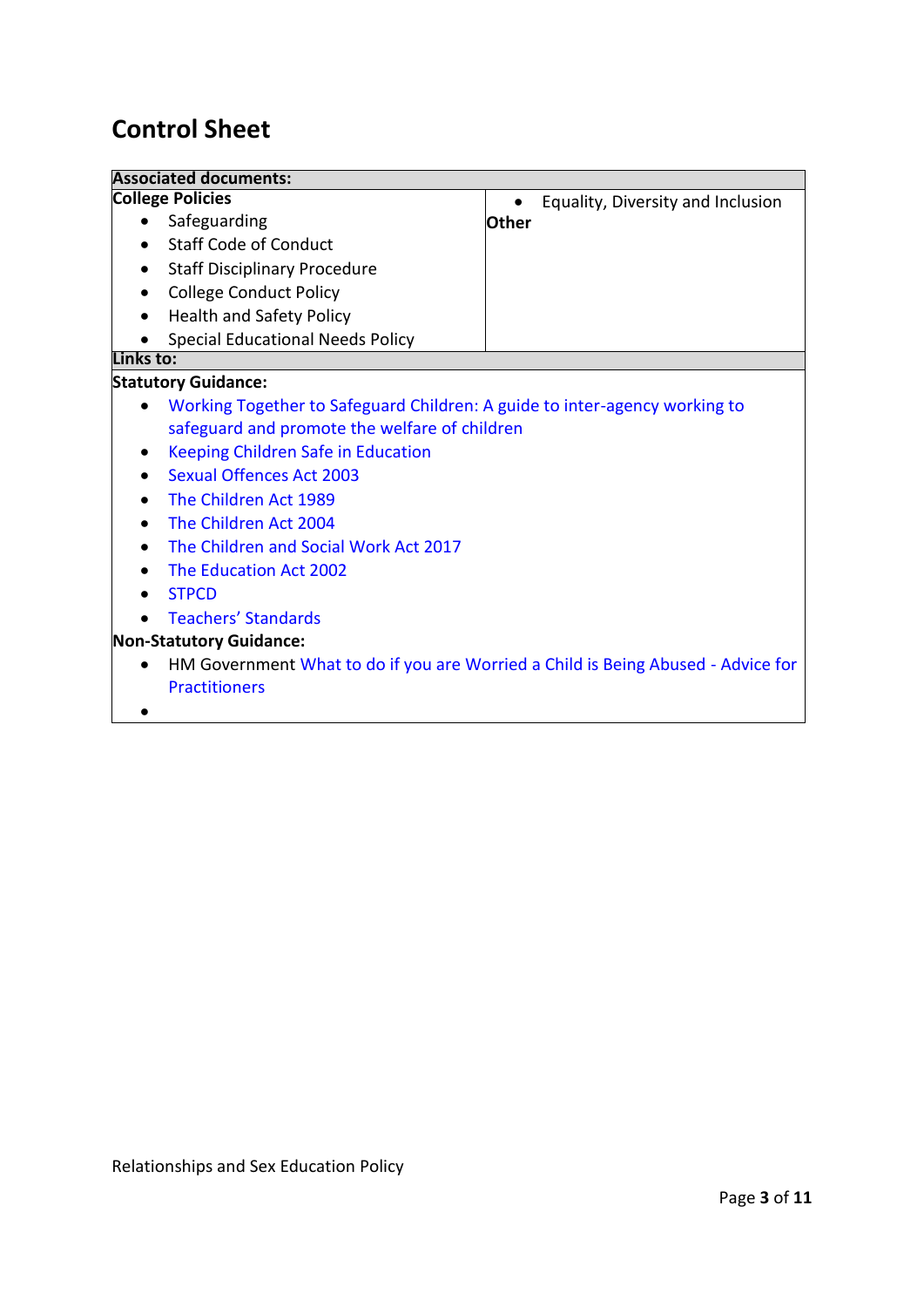## Control Sheet

| Associated documents: | |
|---|---|
| **College Policies**<br>• Safeguarding<br>• Staff Code of Conduct<br>• Staff Disciplinary Procedure<br>• College Conduct Policy<br>• Health and Safety Policy<br>• Special Educational Needs Policy | • Equality, Diversity and Inclusion<br>**Other** |
| **Links to:** | |
| **Statutory Guidance:**<br>• Working Together to Safeguard Children: A guide to inter-agency working to safeguard and promote the welfare of children<br>• Keeping Children Safe in Education<br>• Sexual Offences Act 2003<br>• The Children Act 1989<br>• The Children Act 2004<br>• The Children and Social Work Act 2017<br>• The Education Act 2002<br>• STPCD<br>• Teachers' Standards<br>**Non-Statutory Guidance:**<br>• HM Government What to do if you are Worried a Child is Being Abused - Advice for Practitioners<br>• | |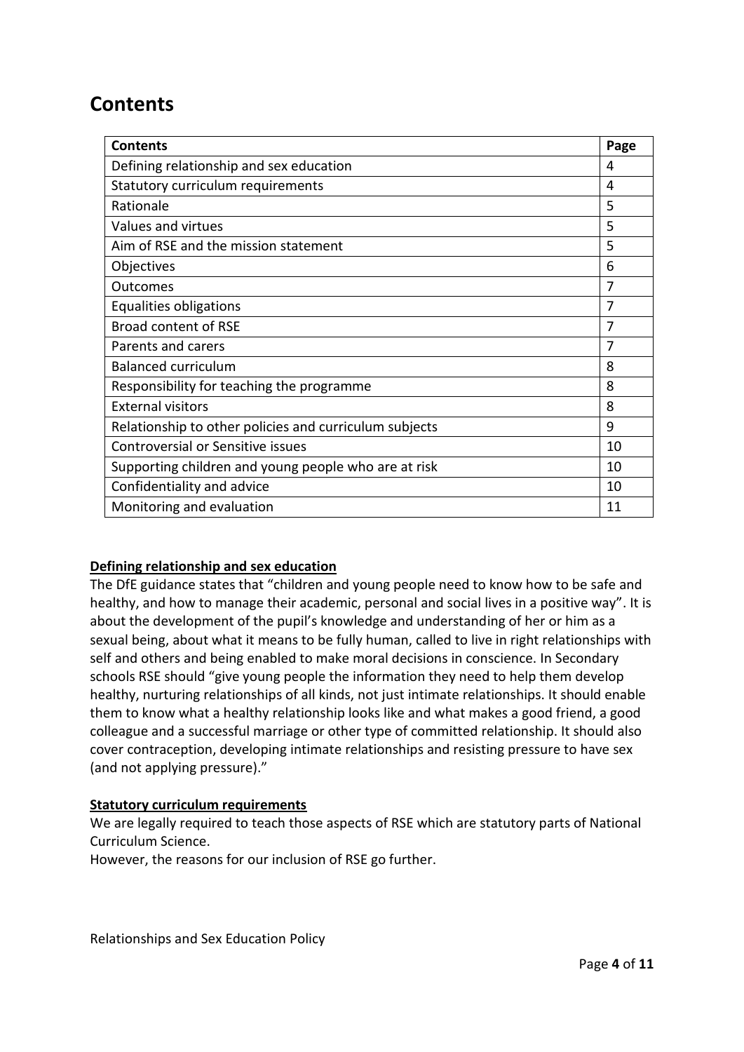# Contents

| Contents | Page |
| --- | --- |
| Defining relationship and sex education | 4 |
| Statutory curriculum requirements | 4 |
| Rationale | 5 |
| Values and virtues | 5 |
| Aim of RSE and the mission statement | 5 |
| Objectives | 6 |
| Outcomes | 7 |
| Equalities obligations | 7 |
| Broad content of RSE | 7 |
| Parents and carers | 7 |
| Balanced curriculum | 8 |
| Responsibility for teaching the programme | 8 |
| External visitors | 8 |
| Relationship to other policies and curriculum subjects | 9 |
| Controversial or Sensitive issues | 10 |
| Supporting children and young people who are at risk | 10 |
| Confidentiality and advice | 10 |
| Monitoring and evaluation | 11 |

**Defining relationship and sex education**

The DfE guidance states that "children and young people need to know how to be safe and healthy, and how to manage their academic, personal and social lives in a positive way". It is about the development of the pupil's knowledge and understanding of her or him as a sexual being, about what it means to be fully human, called to live in right relationships with self and others and being enabled to make moral decisions in conscience. In Secondary schools RSE should "give young people the information they need to help them develop healthy, nurturing relationships of all kinds, not just intimate relationships. It should enable them to know what a healthy relationship looks like and what makes a good friend, a good colleague and a successful marriage or other type of committed relationship. It should also cover contraception, developing intimate relationships and resisting pressure to have sex (and not applying pressure)."

**Statutory curriculum requirements**

We are legally required to teach those aspects of RSE which are statutory parts of National Curriculum Science.

However, the reasons for our inclusion of RSE go further.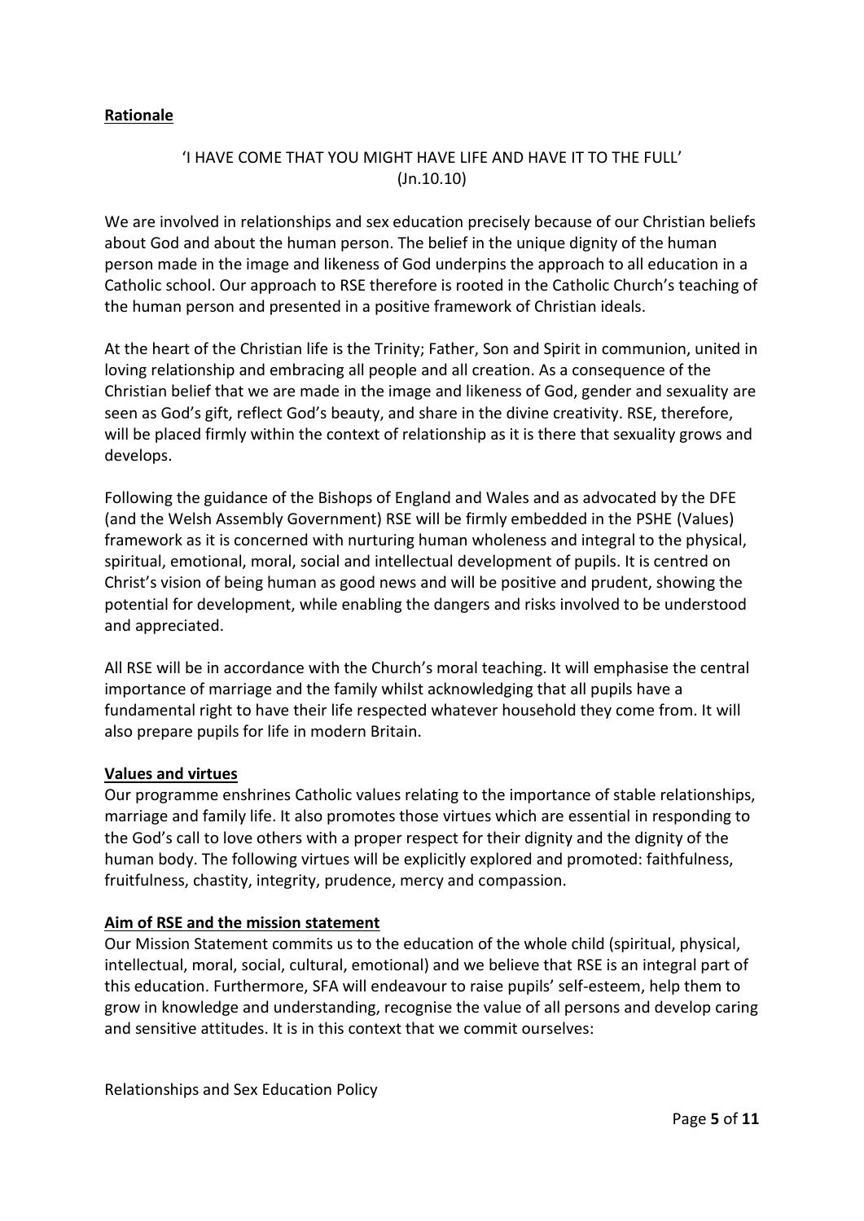**Rationale**

'I HAVE COME THAT YOU MIGHT HAVE LIFE AND HAVE IT TO THE FULL'
(Jn.10.10)

We are involved in relationships and sex education precisely because of our Christian beliefs about God and about the human person. The belief in the unique dignity of the human person made in the image and likeness of God underpins the approach to all education in a Catholic school. Our approach to RSE therefore is rooted in the Catholic Church's teaching of the human person and presented in a positive framework of Christian ideals.

At the heart of the Christian life is the Trinity; Father, Son and Spirit in communion, united in loving relationship and embracing all people and all creation. As a consequence of the Christian belief that we are made in the image and likeness of God, gender and sexuality are seen as God's gift, reflect God's beauty, and share in the divine creativity. RSE, therefore, will be placed firmly within the context of relationship as it is there that sexuality grows and develops.

Following the guidance of the Bishops of England and Wales and as advocated by the DFE (and the Welsh Assembly Government) RSE will be firmly embedded in the PSHE (Values) framework as it is concerned with nurturing human wholeness and integral to the physical, spiritual, emotional, moral, social and intellectual development of pupils. It is centred on Christ's vision of being human as good news and will be positive and prudent, showing the potential for development, while enabling the dangers and risks involved to be understood and appreciated.

All RSE will be in accordance with the Church's moral teaching. It will emphasise the central importance of marriage and the family whilst acknowledging that all pupils have a fundamental right to have their life respected whatever household they come from. It will also prepare pupils for life in modern Britain.

**Values and virtues**

Our programme enshrines Catholic values relating to the importance of stable relationships, marriage and family life. It also promotes those virtues which are essential in responding to the God's call to love others with a proper respect for their dignity and the dignity of the human body. The following virtues will be explicitly explored and promoted: faithfulness, fruitfulness, chastity, integrity, prudence, mercy and compassion.

**Aim of RSE and the mission statement**

Our Mission Statement commits us to the education of the whole child (spiritual, physical, intellectual, moral, social, cultural, emotional) and we believe that RSE is an integral part of this education. Furthermore, SFA will endeavour to raise pupils' self-esteem, help them to grow in knowledge and understanding, recognise the value of all persons and develop caring and sensitive attitudes. It is in this context that we commit ourselves: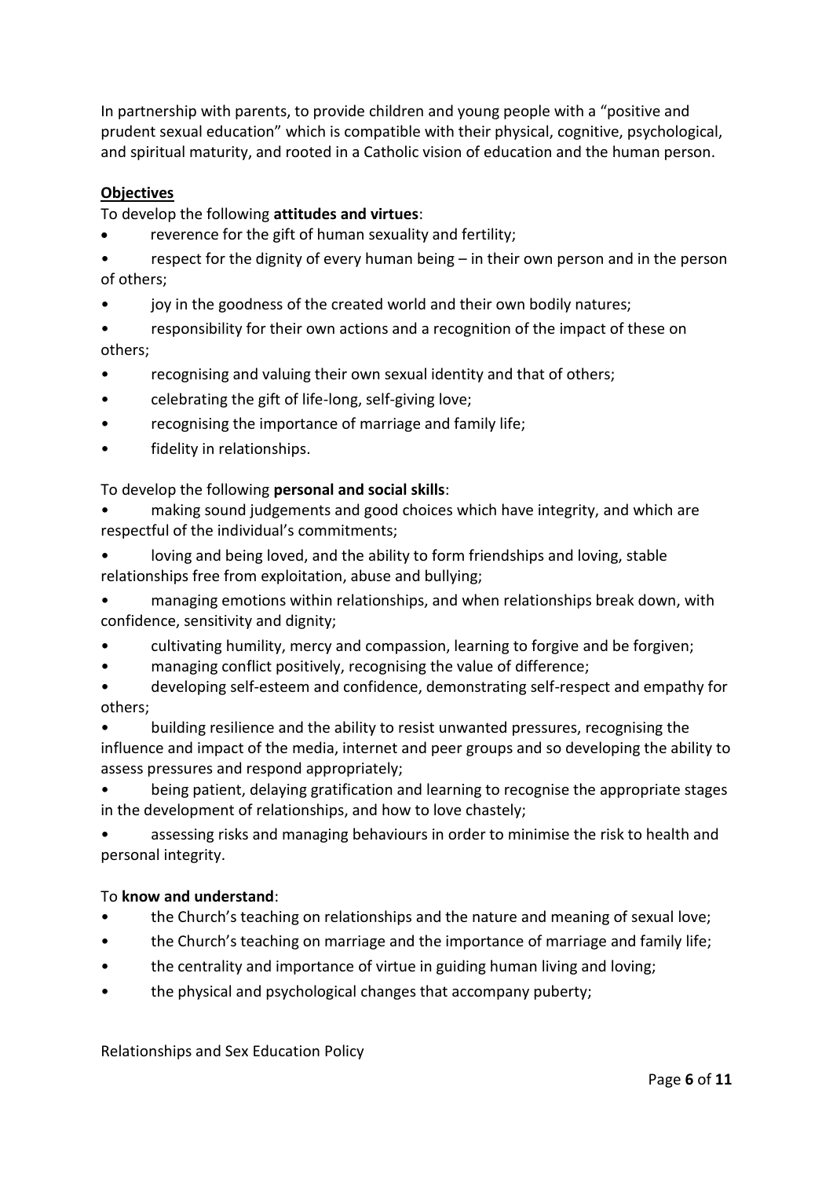In partnership with parents, to provide children and young people with a "positive and prudent sexual education" which is compatible with their physical, cognitive, psychological, and spiritual maturity, and rooted in a Catholic vision of education and the human person.

**Objectives**

To develop the following **attitudes and virtues**:

- reverence for the gift of human sexuality and fertility;
- respect for the dignity of every human being – in their own person and in the person of others;
- joy in the goodness of the created world and their own bodily natures;
- responsibility for their own actions and a recognition of the impact of these on others;
- recognising and valuing their own sexual identity and that of others;
- celebrating the gift of life-long, self-giving love;
- recognising the importance of marriage and family life;
- fidelity in relationships.

To develop the following **personal and social skills**:

- making sound judgements and good choices which have integrity, and which are respectful of the individual's commitments;
- loving and being loved, and the ability to form friendships and loving, stable relationships free from exploitation, abuse and bullying;
- managing emotions within relationships, and when relationships break down, with confidence, sensitivity and dignity;
- cultivating humility, mercy and compassion, learning to forgive and be forgiven;
- managing conflict positively, recognising the value of difference;
- developing self-esteem and confidence, demonstrating self-respect and empathy for others;
- building resilience and the ability to resist unwanted pressures, recognising the influence and impact of the media, internet and peer groups and so developing the ability to assess pressures and respond appropriately;
- being patient, delaying gratification and learning to recognise the appropriate stages in the development of relationships, and how to love chastely;
- assessing risks and managing behaviours in order to minimise the risk to health and personal integrity.

To **know and understand**:

- the Church's teaching on relationships and the nature and meaning of sexual love;
- the Church's teaching on marriage and the importance of marriage and family life;
- the centrality and importance of virtue in guiding human living and loving;
- the physical and psychological changes that accompany puberty;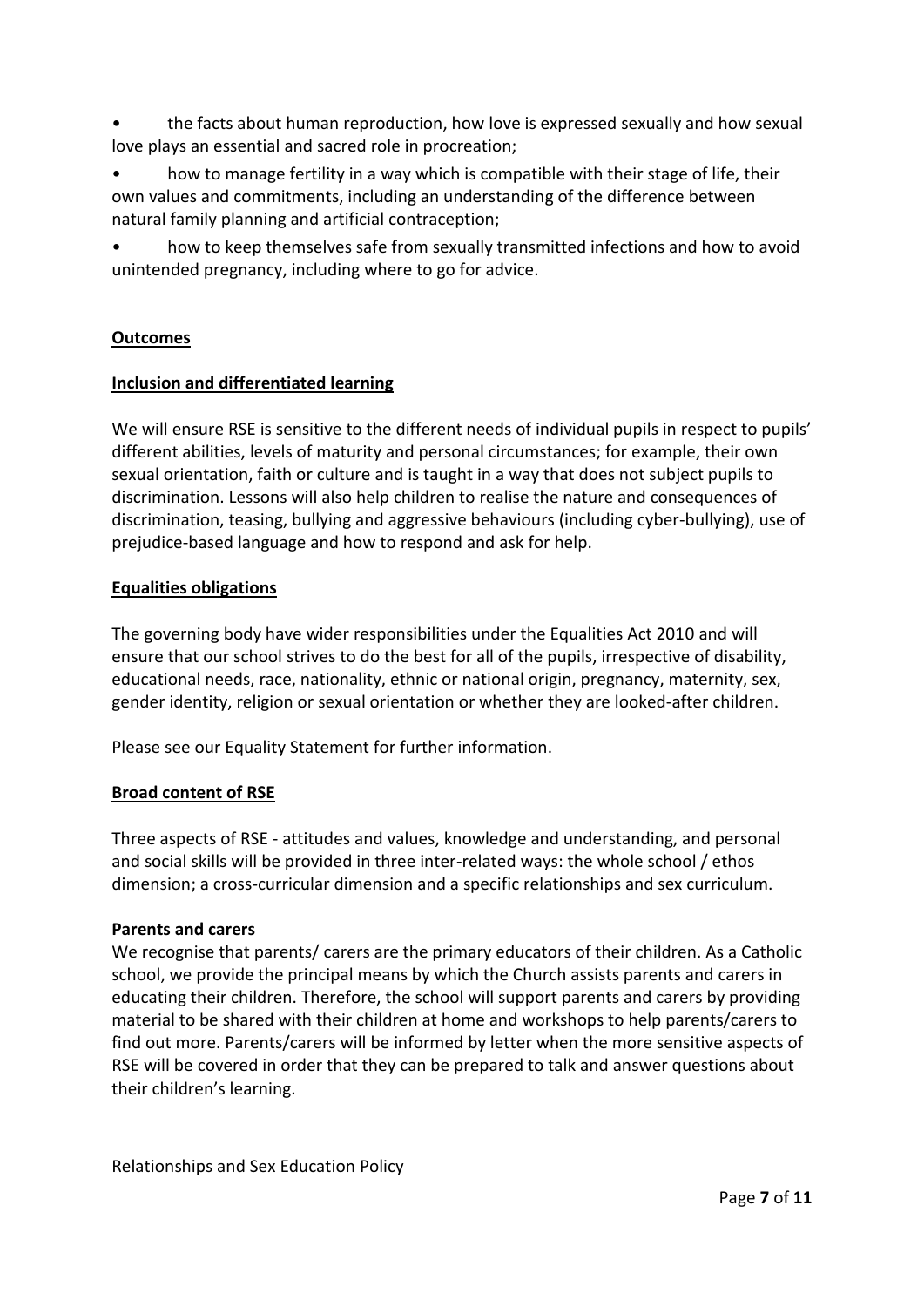- the facts about human reproduction, how love is expressed sexually and how sexual love plays an essential and sacred role in procreation;
- how to manage fertility in a way which is compatible with their stage of life, their own values and commitments, including an understanding of the difference between natural family planning and artificial contraception;
- how to keep themselves safe from sexually transmitted infections and how to avoid unintended pregnancy, including where to go for advice.

**Outcomes**

**Inclusion and differentiated learning**

We will ensure RSE is sensitive to the different needs of individual pupils in respect to pupils' different abilities, levels of maturity and personal circumstances; for example, their own sexual orientation, faith or culture and is taught in a way that does not subject pupils to discrimination. Lessons will also help children to realise the nature and consequences of discrimination, teasing, bullying and aggressive behaviours (including cyber-bullying), use of prejudice-based language and how to respond and ask for help.

**Equalities obligations**

The governing body have wider responsibilities under the Equalities Act 2010 and will ensure that our school strives to do the best for all of the pupils, irrespective of disability, educational needs, race, nationality, ethnic or national origin, pregnancy, maternity, sex, gender identity, religion or sexual orientation or whether they are looked-after children.

Please see our Equality Statement for further information.

**Broad content of RSE**

Three aspects of RSE - attitudes and values, knowledge and understanding, and personal and social skills will be provided in three inter-related ways: the whole school / ethos dimension; a cross-curricular dimension and a specific relationships and sex curriculum.

**Parents and carers**

We recognise that parents/ carers are the primary educators of their children. As a Catholic school, we provide the principal means by which the Church assists parents and carers in educating their children. Therefore, the school will support parents and carers by providing material to be shared with their children at home and workshops to help parents/carers to find out more. Parents/carers will be informed by letter when the more sensitive aspects of RSE will be covered in order that they can be prepared to talk and answer questions about their children's learning.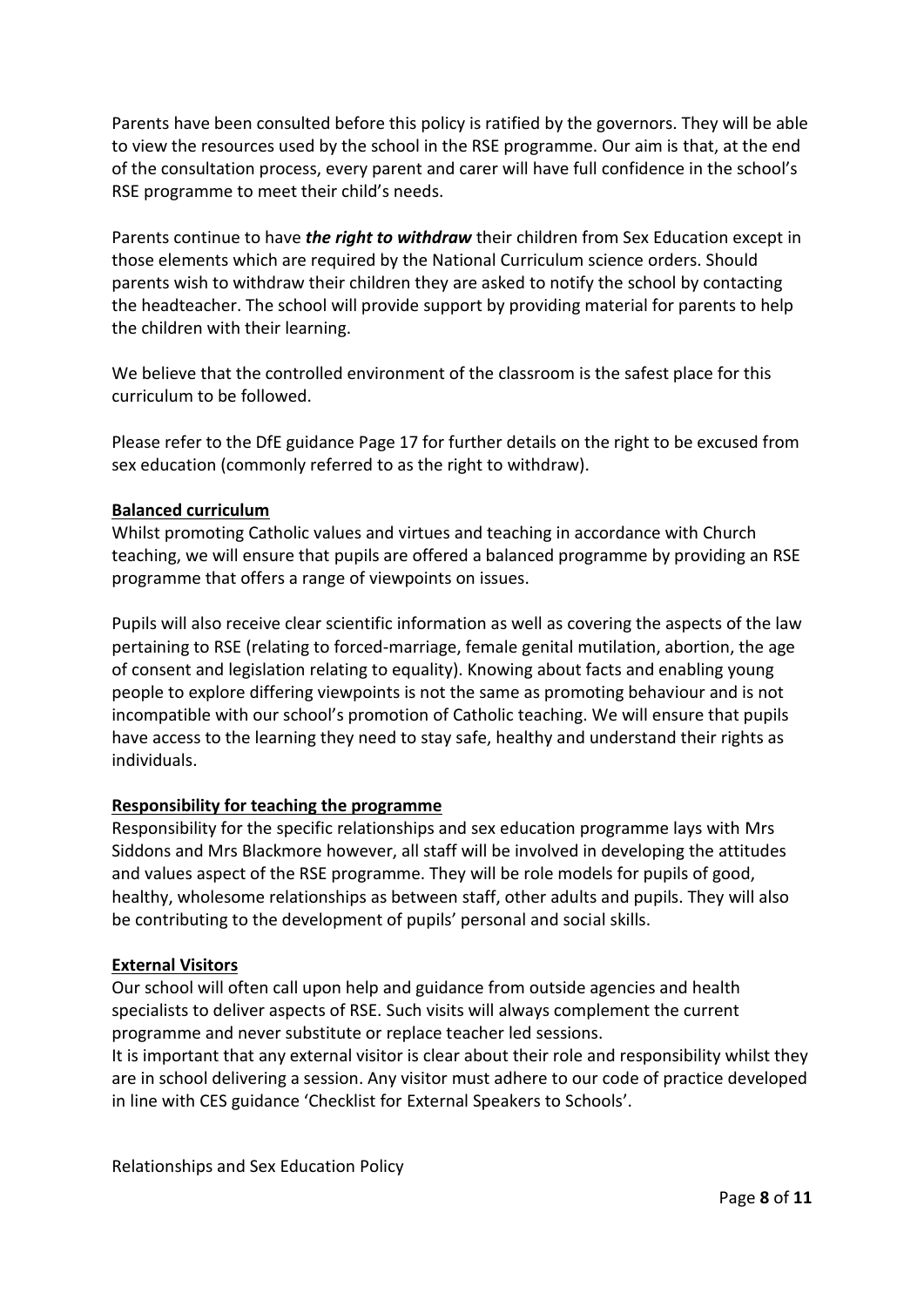Parents have been consulted before this policy is ratified by the governors. They will be able to view the resources used by the school in the RSE programme. Our aim is that, at the end of the consultation process, every parent and carer will have full confidence in the school's RSE programme to meet their child's needs.

Parents continue to have ***the right to withdraw*** their children from Sex Education except in those elements which are required by the National Curriculum science orders. Should parents wish to withdraw their children they are asked to notify the school by contacting the headteacher. The school will provide support by providing material for parents to help the children with their learning.

We believe that the controlled environment of the classroom is the safest place for this curriculum to be followed.

Please refer to the DfE guidance Page 17 for further details on the right to be excused from sex education (commonly referred to as the right to withdraw).

**Balanced curriculum**

Whilst promoting Catholic values and virtues and teaching in accordance with Church teaching, we will ensure that pupils are offered a balanced programme by providing an RSE programme that offers a range of viewpoints on issues.

Pupils will also receive clear scientific information as well as covering the aspects of the law pertaining to RSE (relating to forced-marriage, female genital mutilation, abortion, the age of consent and legislation relating to equality). Knowing about facts and enabling young people to explore differing viewpoints is not the same as promoting behaviour and is not incompatible with our school's promotion of Catholic teaching. We will ensure that pupils have access to the learning they need to stay safe, healthy and understand their rights as individuals.

**Responsibility for teaching the programme**

Responsibility for the specific relationships and sex education programme lays with Mrs Siddons and Mrs Blackmore however, all staff will be involved in developing the attitudes and values aspect of the RSE programme. They will be role models for pupils of good, healthy, wholesome relationships as between staff, other adults and pupils. They will also be contributing to the development of pupils' personal and social skills.

**External Visitors**

Our school will often call upon help and guidance from outside agencies and health specialists to deliver aspects of RSE. Such visits will always complement the current programme and never substitute or replace teacher led sessions.

It is important that any external visitor is clear about their role and responsibility whilst they are in school delivering a session. Any visitor must adhere to our code of practice developed in line with CES guidance 'Checklist for External Speakers to Schools'.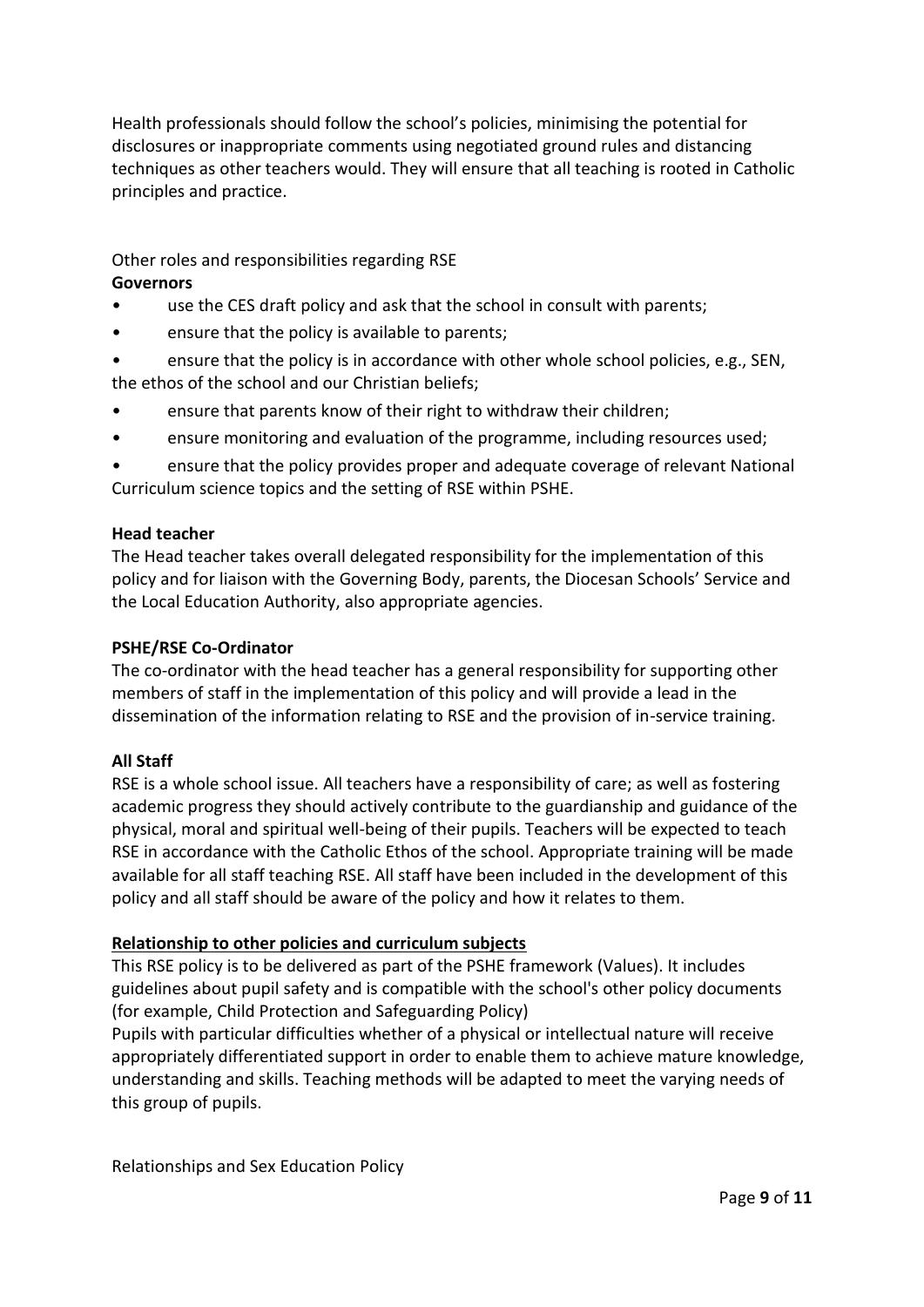Health professionals should follow the school's policies, minimising the potential for disclosures or inappropriate comments using negotiated ground rules and distancing techniques as other teachers would. They will ensure that all teaching is rooted in Catholic principles and practice.

Other roles and responsibilities regarding RSE

**Governors**

- use the CES draft policy and ask that the school in consult with parents;
- ensure that the policy is available to parents;
- ensure that the policy is in accordance with other whole school policies, e.g., SEN, the ethos of the school and our Christian beliefs;
- ensure that parents know of their right to withdraw their children;
- ensure monitoring and evaluation of the programme, including resources used;
- ensure that the policy provides proper and adequate coverage of relevant National Curriculum science topics and the setting of RSE within PSHE.

**Head teacher**

The Head teacher takes overall delegated responsibility for the implementation of this policy and for liaison with the Governing Body, parents, the Diocesan Schools' Service and the Local Education Authority, also appropriate agencies.

**PSHE/RSE Co-Ordinator**

The co-ordinator with the head teacher has a general responsibility for supporting other members of staff in the implementation of this policy and will provide a lead in the dissemination of the information relating to RSE and the provision of in-service training.

**All Staff**

RSE is a whole school issue. All teachers have a responsibility of care; as well as fostering academic progress they should actively contribute to the guardianship and guidance of the physical, moral and spiritual well-being of their pupils. Teachers will be expected to teach RSE in accordance with the Catholic Ethos of the school. Appropriate training will be made available for all staff teaching RSE. All staff have been included in the development of this policy and all staff should be aware of the policy and how it relates to them.

**Relationship to other policies and curriculum subjects**

This RSE policy is to be delivered as part of the PSHE framework (Values). It includes guidelines about pupil safety and is compatible with the school's other policy documents (for example, Child Protection and Safeguarding Policy)

Pupils with particular difficulties whether of a physical or intellectual nature will receive appropriately differentiated support in order to enable them to achieve mature knowledge, understanding and skills. Teaching methods will be adapted to meet the varying needs of this group of pupils.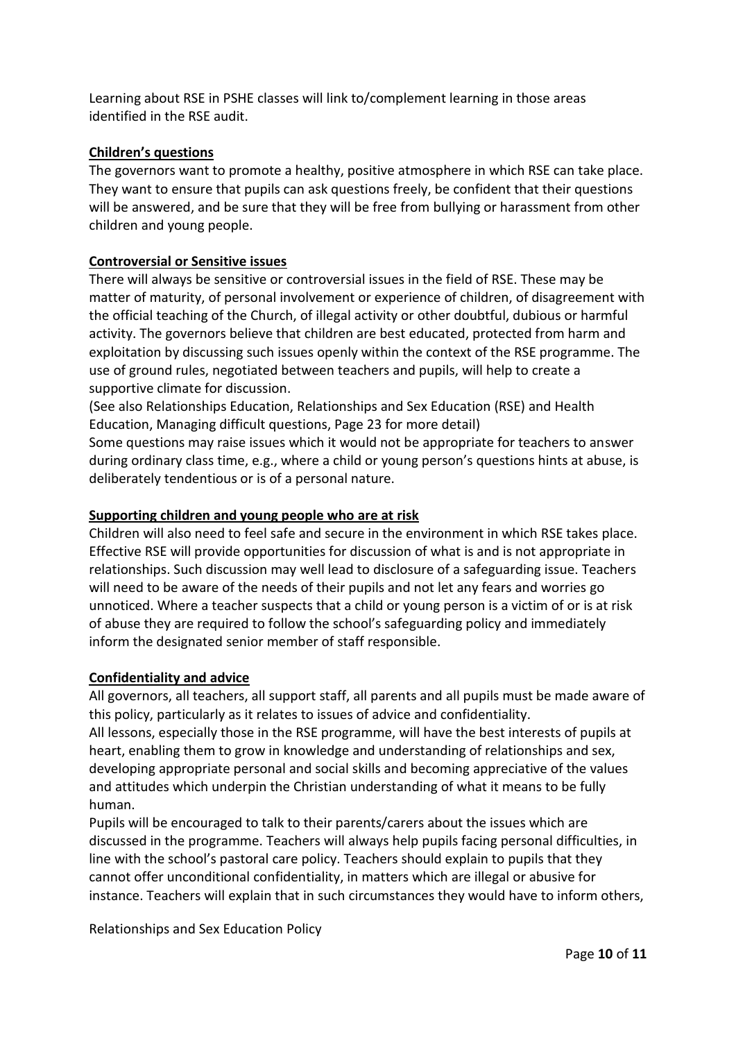Learning about RSE in PSHE classes will link to/complement learning in those areas identified in the RSE audit.

## Children's questions

The governors want to promote a healthy, positive atmosphere in which RSE can take place. They want to ensure that pupils can ask questions freely, be confident that their questions will be answered, and be sure that they will be free from bullying or harassment from other children and young people.

## Controversial or Sensitive issues

There will always be sensitive or controversial issues in the field of RSE. These may be matter of maturity, of personal involvement or experience of children, of disagreement with the official teaching of the Church, of illegal activity or other doubtful, dubious or harmful activity. The governors believe that children are best educated, protected from harm and exploitation by discussing such issues openly within the context of the RSE programme. The use of ground rules, negotiated between teachers and pupils, will help to create a supportive climate for discussion.

(See also Relationships Education, Relationships and Sex Education (RSE) and Health Education, Managing difficult questions, Page 23 for more detail)

Some questions may raise issues which it would not be appropriate for teachers to answer during ordinary class time, e.g., where a child or young person's questions hints at abuse, is deliberately tendentious or is of a personal nature.

## Supporting children and young people who are at risk

Children will also need to feel safe and secure in the environment in which RSE takes place. Effective RSE will provide opportunities for discussion of what is and is not appropriate in relationships. Such discussion may well lead to disclosure of a safeguarding issue. Teachers will need to be aware of the needs of their pupils and not let any fears and worries go unnoticed. Where a teacher suspects that a child or young person is a victim of or is at risk of abuse they are required to follow the school's safeguarding policy and immediately inform the designated senior member of staff responsible.

## Confidentiality and advice

All governors, all teachers, all support staff, all parents and all pupils must be made aware of this policy, particularly as it relates to issues of advice and confidentiality.

All lessons, especially those in the RSE programme, will have the best interests of pupils at heart, enabling them to grow in knowledge and understanding of relationships and sex, developing appropriate personal and social skills and becoming appreciative of the values and attitudes which underpin the Christian understanding of what it means to be fully human.

Pupils will be encouraged to talk to their parents/carers about the issues which are discussed in the programme. Teachers will always help pupils facing personal difficulties, in line with the school's pastoral care policy. Teachers should explain to pupils that they cannot offer unconditional confidentiality, in matters which are illegal or abusive for instance. Teachers will explain that in such circumstances they would have to inform others,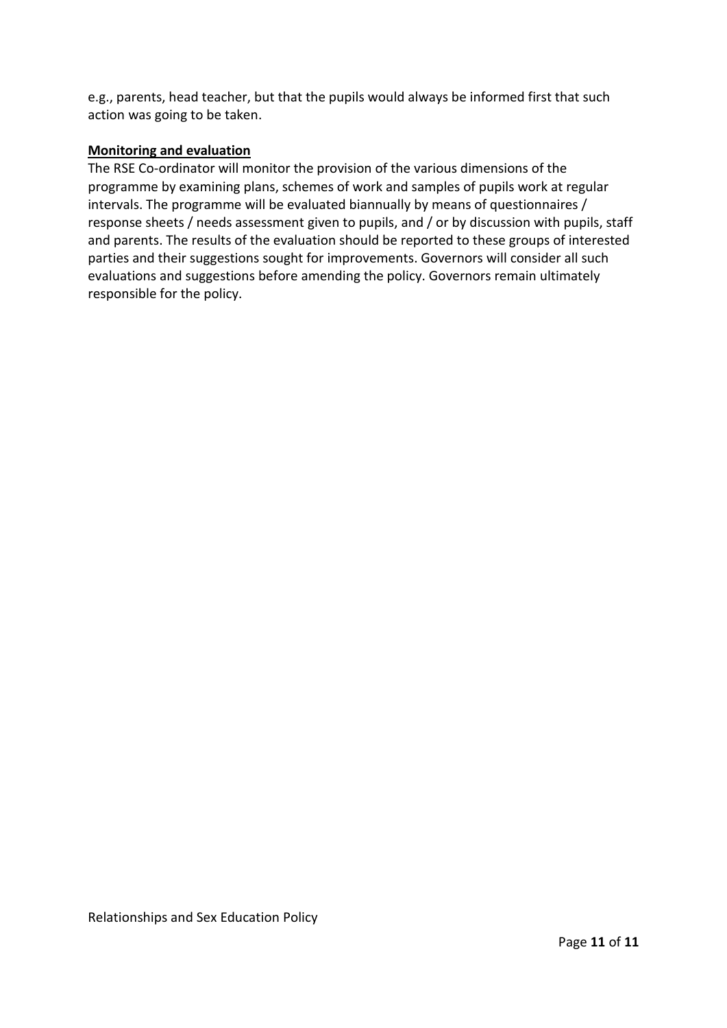e.g., parents, head teacher, but that the pupils would always be informed first that such action was going to be taken.

**Monitoring and evaluation**

The RSE Co-ordinator will monitor the provision of the various dimensions of the programme by examining plans, schemes of work and samples of pupils work at regular intervals. The programme will be evaluated biannually by means of questionnaires / response sheets / needs assessment given to pupils, and / or by discussion with pupils, staff and parents. The results of the evaluation should be reported to these groups of interested parties and their suggestions sought for improvements. Governors will consider all such evaluations and suggestions before amending the policy. Governors remain ultimately responsible for the policy.